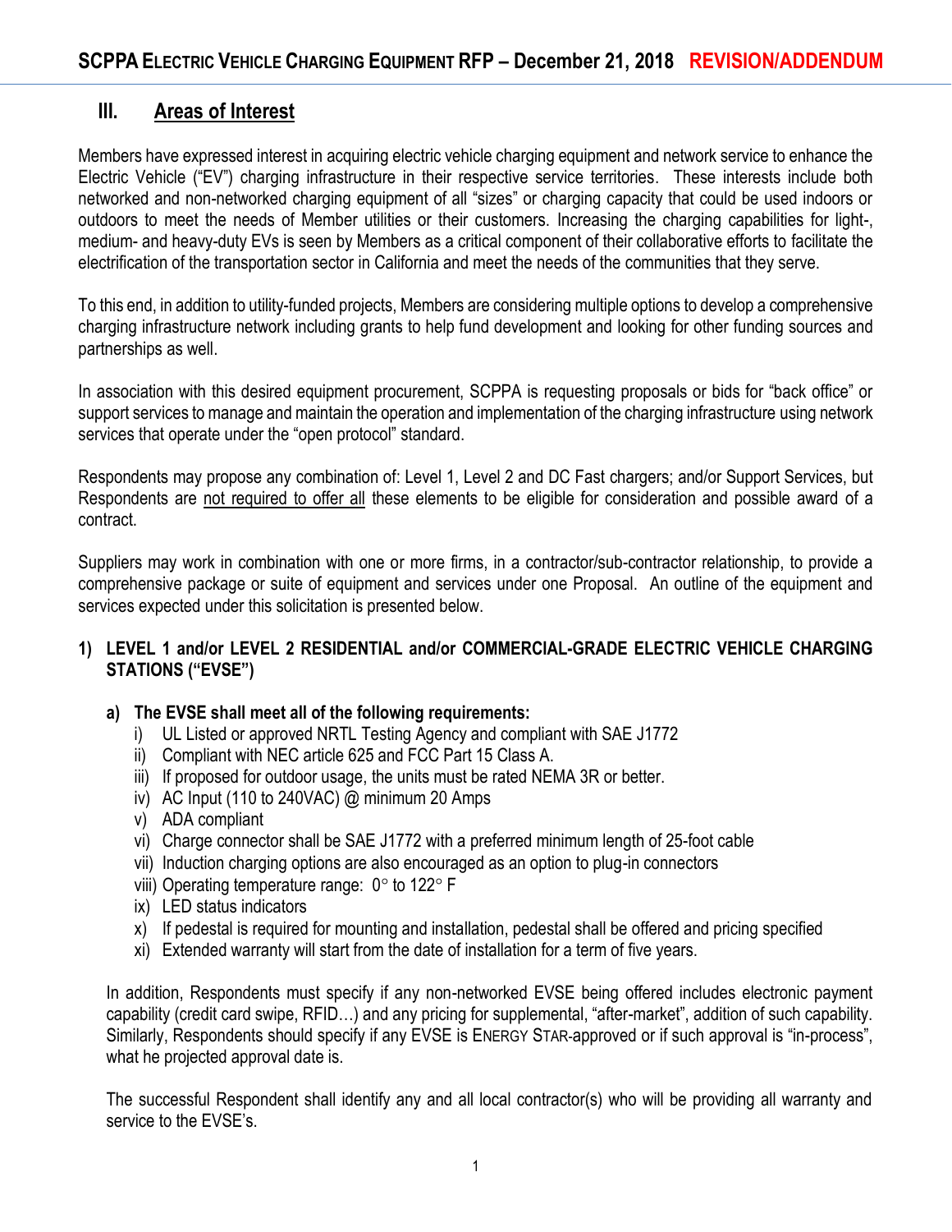# SCPPA Electric Vehicle Charging Equipment RFP – December 21, 2018 **REVISION/ADDENDUM**

## III. Areas of Interest

Members have expressed interest in acquiring electric vehicle charging equipment and network service to enhance the Electric Vehicle ("EV") charging infrastructure in their respective service territories. These interests include both networked and non-networked charging equipment of all "sizes" or charging capacity that could be used indoors or outdoors to meet the needs of Member utilities or their customers. Increasing the charging capabilities for light-, medium- and heavy-duty EVs is seen by Members as a critical component of their collaborative efforts to facilitate the electrification of the transportation sector in California and meet the needs of the communities that they serve.

To this end, in addition to utility-funded projects, Members are considering multiple options to develop a comprehensive charging infrastructure network including grants to help fund development and looking for other funding sources and partnerships as well.

In association with this desired equipment procurement, SCPPA is requesting proposals or bids for "back office" or support services to manage and maintain the operation and implementation of the charging infrastructure using network services that operate under the "open protocol" standard.

Respondents may propose any combination of: Level 1, Level 2 and DC Fast chargers; and/or Support Services, but Respondents are <u>not required to offer all</u> these elements to be eligible for consideration and possible award of a contract.

Suppliers may work in combination with one or more firms, in a contractor/sub-contractor relationship, to provide a comprehensive package or suite of equipment and services under one Proposal. An outline of the equipment and services expected under this solicitation is presented below.

### 1) LEVEL 1 and/or LEVEL 2 RESIDENTIAL and/or COMMERCIAL-GRADE ELECTRIC VEHICLE CHARGING STATIONS ("EVSE")

**a) The EVSE shall meet all of the following requirements:**

i) UL Listed or approved NRTL Testing Agency and compliant with SAE J1772
ii) Compliant with NEC article 625 and FCC Part 15 Class A.
iii) If proposed for outdoor usage, the units must be rated NEMA 3R or better.
iv) AC Input (110 to 240VAC) @ minimum 20 Amps
v) ADA compliant
vi) Charge connector shall be SAE J1772 with a preferred minimum length of 25-foot cable
vii) Induction charging options are also encouraged as an option to plug-in connectors
viii) Operating temperature range: 0° to 122° F
ix) LED status indicators
x) If pedestal is required for mounting and installation, pedestal shall be offered and pricing specified
xi) Extended warranty will start from the date of installation for a term of five years.

In addition, Respondents must specify if any non-networked EVSE being offered includes electronic payment capability (credit card swipe, RFID…) and any pricing for supplemental, "after-market", addition of such capability. Similarly, Respondents should specify if any EVSE is ENERGY STAR-approved or if such approval is "in-process", what he projected approval date is.

The successful Respondent shall identify any and all local contractor(s) who will be providing all warranty and service to the EVSE's.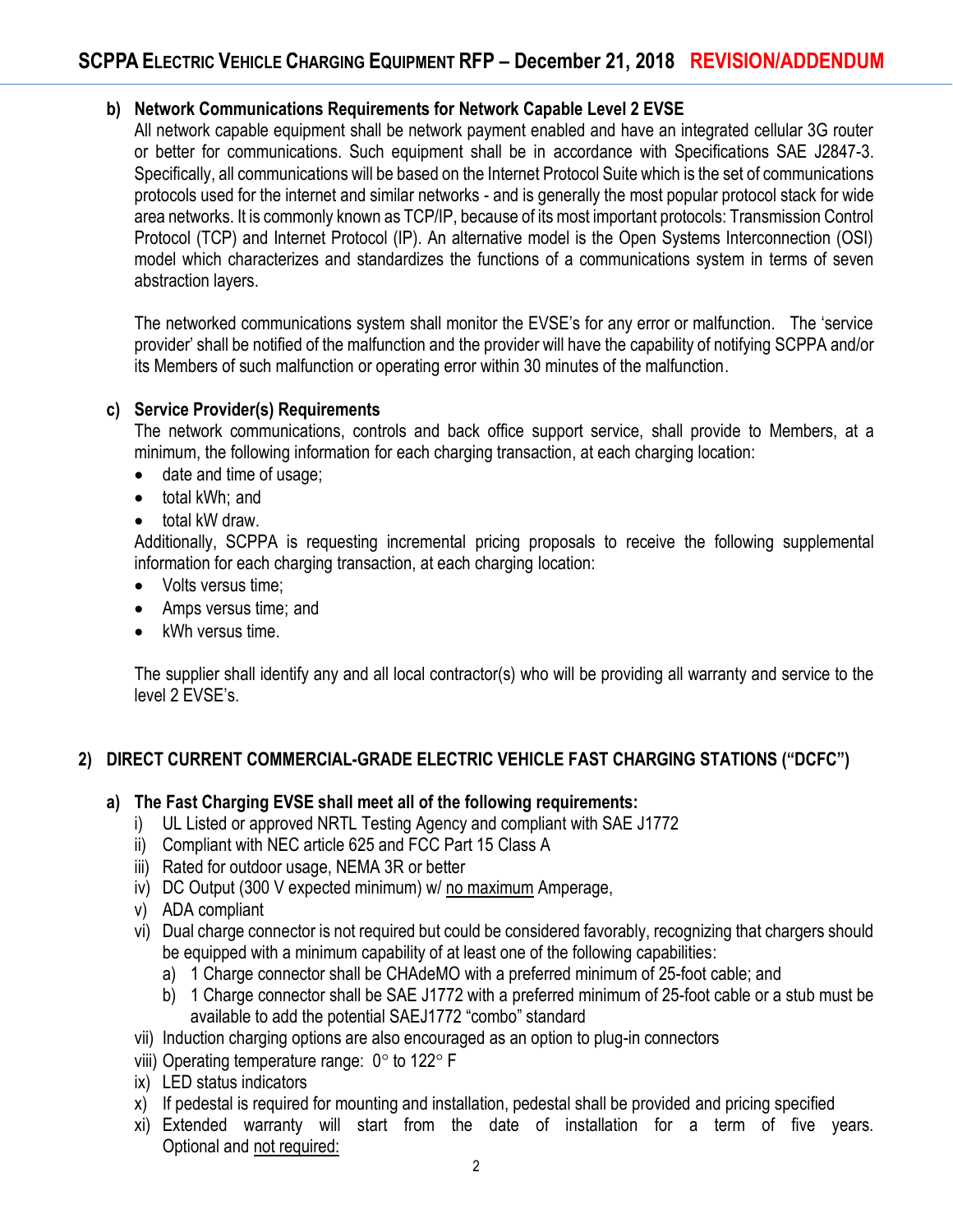**b) Network Communications Requirements for Network Capable Level 2 EVSE**

All network capable equipment shall be network payment enabled and have an integrated cellular 3G router or better for communications. Such equipment shall be in accordance with Specifications SAE J2847-3. Specifically, all communications will be based on the Internet Protocol Suite which is the set of communications protocols used for the internet and similar networks - and is generally the most popular protocol stack for wide area networks. It is commonly known as TCP/IP, because of its most important protocols: Transmission Control Protocol (TCP) and Internet Protocol (IP). An alternative model is the Open Systems Interconnection (OSI) model which characterizes and standardizes the functions of a communications system in terms of seven abstraction layers.

The networked communications system shall monitor the EVSE's for any error or malfunction. The 'service provider' shall be notified of the malfunction and the provider will have the capability of notifying SCPPA and/or its Members of such malfunction or operating error within 30 minutes of the malfunction.

**c) Service Provider(s) Requirements**

The network communications, controls and back office support service, shall provide to Members, at a minimum, the following information for each charging transaction, at each charging location:

- date and time of usage;
- total kWh; and
- total kW draw.

Additionally, SCPPA is requesting incremental pricing proposals to receive the following supplemental information for each charging transaction, at each charging location:

- Volts versus time;
- Amps versus time; and
- kWh versus time.

The supplier shall identify any and all local contractor(s) who will be providing all warranty and service to the level 2 EVSE's.

## 2) DIRECT CURRENT COMMERCIAL-GRADE ELECTRIC VEHICLE FAST CHARGING STATIONS ("DCFC")

**a) The Fast Charging EVSE shall meet all of the following requirements:**

i) UL Listed or approved NRTL Testing Agency and compliant with SAE J1772
ii) Compliant with NEC article 625 and FCC Part 15 Class A
iii) Rated for outdoor usage, NEMA 3R or better
iv) DC Output (300 V expected minimum) w/ <u>no maximum</u> Amperage,
v) ADA compliant
vi) Dual charge connector is not required but could be considered favorably, recognizing that chargers should be equipped with a minimum capability of at least one of the following capabilities:
   a) 1 Charge connector shall be CHAdeMO with a preferred minimum of 25-foot cable; and
   b) 1 Charge connector shall be SAE J1772 with a preferred minimum of 25-foot cable or a stub must be available to add the potential SAEJ1772 "combo" standard
vii) Induction charging options are also encouraged as an option to plug-in connectors
viii) Operating temperature range: 0° to 122° F
ix) LED status indicators
x) If pedestal is required for mounting and installation, pedestal shall be provided and pricing specified
xi) Extended warranty will start from the date of installation for a term of five years. Optional and <u>not required:</u>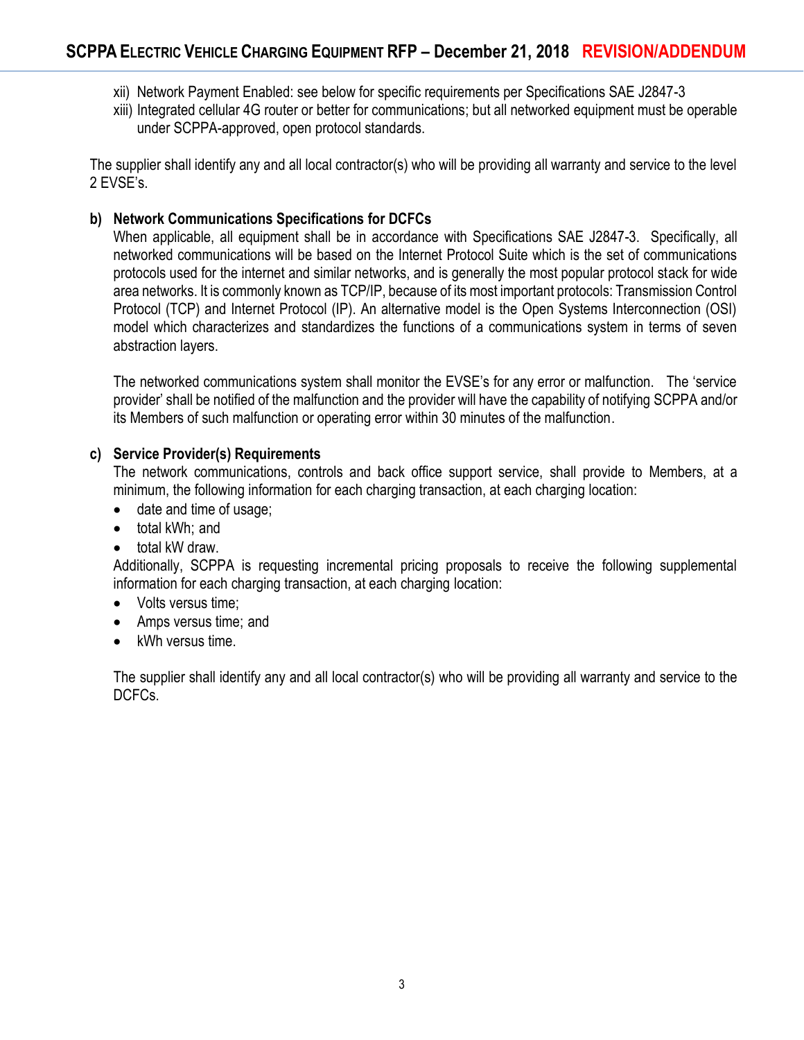xii) Network Payment Enabled: see below for specific requirements per Specifications SAE J2847-3
xiii) Integrated cellular 4G router or better for communications; but all networked equipment must be operable under SCPPA-approved, open protocol standards.

The supplier shall identify any and all local contractor(s) who will be providing all warranty and service to the level 2 EVSE's.

**b) Network Communications Specifications for DCFCs**

When applicable, all equipment shall be in accordance with Specifications SAE J2847-3. Specifically, all networked communications will be based on the Internet Protocol Suite which is the set of communications protocols used for the internet and similar networks, and is generally the most popular protocol stack for wide area networks. It is commonly known as TCP/IP, because of its most important protocols: Transmission Control Protocol (TCP) and Internet Protocol (IP). An alternative model is the Open Systems Interconnection (OSI) model which characterizes and standardizes the functions of a communications system in terms of seven abstraction layers.

The networked communications system shall monitor the EVSE's for any error or malfunction. The 'service provider' shall be notified of the malfunction and the provider will have the capability of notifying SCPPA and/or its Members of such malfunction or operating error within 30 minutes of the malfunction.

**c) Service Provider(s) Requirements**

The network communications, controls and back office support service, shall provide to Members, at a minimum, the following information for each charging transaction, at each charging location:

- date and time of usage;
- total kWh; and
- total kW draw.

Additionally, SCPPA is requesting incremental pricing proposals to receive the following supplemental information for each charging transaction, at each charging location:

- Volts versus time;
- Amps versus time; and
- kWh versus time.

The supplier shall identify any and all local contractor(s) who will be providing all warranty and service to the DCFCs.